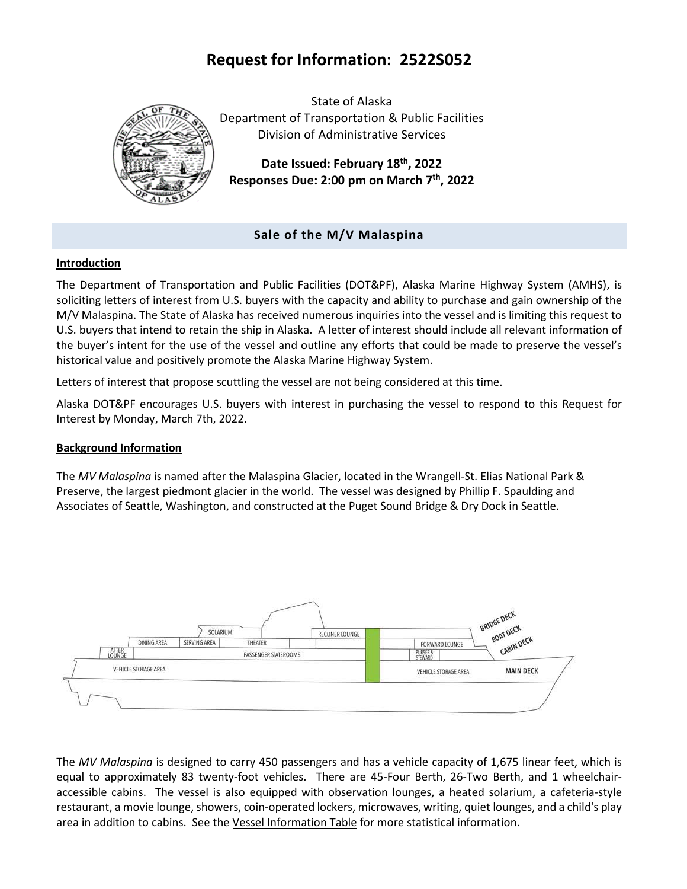# Request for Information: 2522S052

State of Alaska
Department of Transportation & Public Facilities
Division of Administrative Services

**Date Issued: February 18th, 2022**
**Responses Due: 2:00 pm on March 7th, 2022**

## Sale of the M/V Malaspina

### Introduction

The Department of Transportation and Public Facilities (DOT&PF), Alaska Marine Highway System (AMHS), is soliciting letters of interest from U.S. buyers with the capacity and ability to purchase and gain ownership of the M/V Malaspina. The State of Alaska has received numerous inquiries into the vessel and is limiting this request to U.S. buyers that intend to retain the ship in Alaska. A letter of interest should include all relevant information of the buyer's intent for the use of the vessel and outline any efforts that could be made to preserve the vessel's historical value and positively promote the Alaska Marine Highway System.

Letters of interest that propose scuttling the vessel are not being considered at this time.

Alaska DOT&PF encourages U.S. buyers with interest in purchasing the vessel to respond to this Request for Interest by Monday, March 7th, 2022.

### Background Information

The *MV Malaspina* is named after the Malaspina Glacier, located in the Wrangell-St. Elias National Park & Preserve, the largest piedmont glacier in the world. The vessel was designed by Phillip F. Spaulding and Associates of Seattle, Washington, and constructed at the Puget Sound Bridge & Dry Dock in Seattle.

The *MV Malaspina* is designed to carry 450 passengers and has a vehicle capacity of 1,675 linear feet, which is equal to approximately 83 twenty-foot vehicles. There are 45-Four Berth, 26-Two Berth, and 1 wheelchair-accessible cabins. The vessel is also equipped with observation lounges, a heated solarium, a cafeteria-style restaurant, a movie lounge, showers, coin-operated lockers, microwaves, writing, quiet lounges, and a child's play area in addition to cabins. See the Vessel Information Table for more statistical information.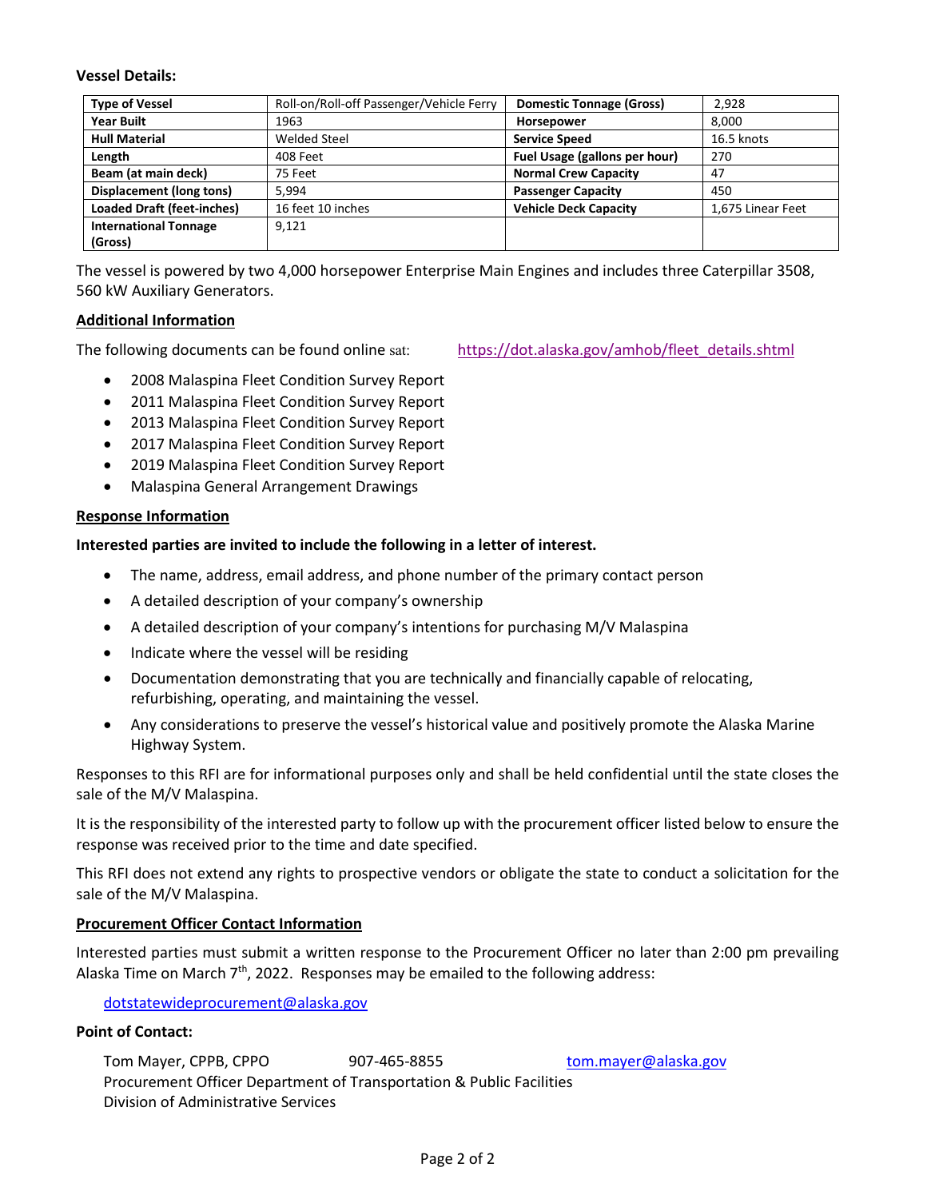**Vessel Details:**

| | | | |
|---|---|---|---|
| **Type of Vessel** | Rolled-on/Roll-off Passenger/Vehicle Ferry | **Domestic Tonnage (Gross)** | 2,928 |
| **Year Built** | 1963 | **Horsepower** | 8,000 |
| **Hull Material** | Welded Steel | **Service Speed** | 16.5 knots |
| **Length** | 408 Feet | **Fuel Usage (gallons per hour)** | 270 |
| **Beam (at main deck)** | 75 Feet | **Normal Crew Capacity** | 47 |
| **Displacement (long tons)** | 5,994 | **Passenger Capacity** | 450 |
| **Loaded Draft (feet-inches)** | 16 feet 10 inches | **Vehicle Deck Capacity** | 1,675 Linear Feet |
| **International Tonnage (Gross)** | 9,121 | | |

The vessel is powered by two 4,000 horsepower Enterprise Main Engines and includes three Caterpillar 3508, 560 kW Auxiliary Generators.

## Additional Information

The following documents can be found online sat: https://dot.alaska.gov/amhob/fleet_details.shtml

- 2008 Malaspina Fleet Condition Survey Report
- 2011 Malaspina Fleet Condition Survey Report
- 2013 Malaspina Fleet Condition Survey Report
- 2017 Malaspina Fleet Condition Survey Report
- 2019 Malaspina Fleet Condition Survey Report
- Malaspina General Arrangement Drawings

## Response Information

**Interested parties are invited to include the following in a letter of interest.**

- The name, address, email address, and phone number of the primary contact person
- A detailed description of your company's ownership
- A detailed description of your company's intentions for purchasing M/V Malaspina
- Indicate where the vessel will be residing
- Documentation demonstrating that you are technically and financially capable of relocating, refurbishing, operating, and maintaining the vessel.
- Any considerations to preserve the vessel's historical value and positively promote the Alaska Marine Highway System.

Responses to this RFI are for informational purposes only and shall be held confidential until the state closes the sale of the M/V Malaspina.

It is the responsibility of the interested party to follow up with the procurement officer listed below to ensure the response was received prior to the time and date specified.

This RFI does not extend any rights to prospective vendors or obligate the state to conduct a solicitation for the sale of the M/V Malaspina.

## Procurement Officer Contact Information

Interested parties must submit a written response to the Procurement Officer no later than 2:00 pm prevailing Alaska Time on March 7th, 2022. Responses may be emailed to the following address:

dotstatewideprocurement@alaska.gov

**Point of Contact:**

Tom Mayer, CPPB, CPPO 907-465-8855 tom.mayer@alaska.gov
Procurement Officer Department of Transportation & Public Facilities
Division of Administrative Services